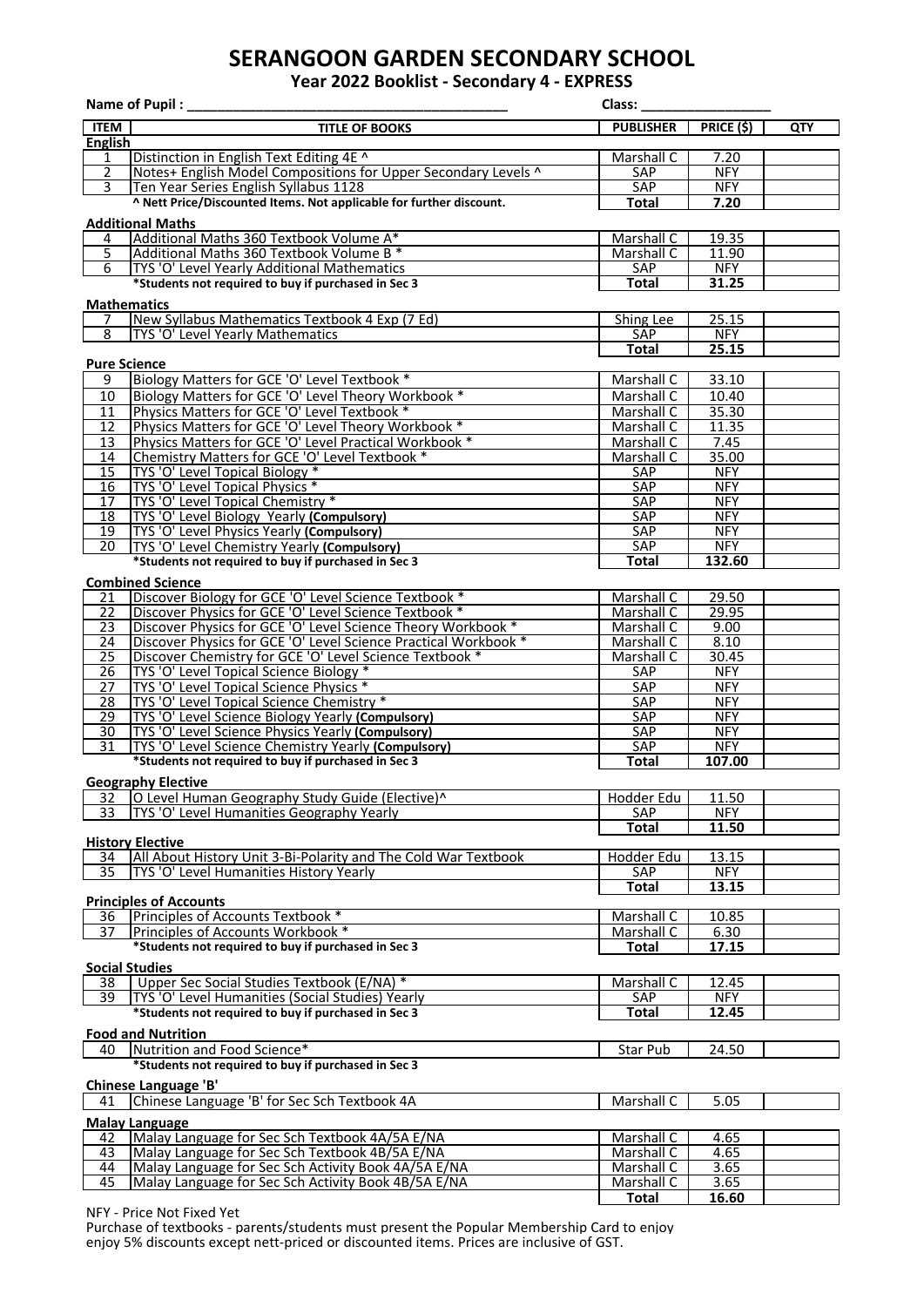# SERANGOON GARDEN SECONDARY SCHOOL

## Year 2022 Booklist - Secondary 4 - EXPRESS

**Name of Pupil :** \_\_\_\_\_\_\_\_\_\_\_\_\_\_\_\_\_\_\_\_\_\_\_\_\_\_\_\_\_\_\_\_\_\_\_\_\_\_\_\_ **Class:** \_\_\_\_\_\_\_\_\_\_\_\_\_\_\_\_\_\_

| ITEM | TITLE OF BOOKS | PUBLISHER | PRICE ($) | QTY |
|---|---|---|---|---|
| **English** | | | | |
| 1 | Distinction in English Text Editing 4E ^ | Marshall C | 7.20 | |
| 2 | Notes+ English Model Compositions for Upper Secondary Levels ^ | SAP | NFY | |
| 3 | Ten Year Series English Syllabus 1128 | SAP | NFY | |
| | **^ Nett Price/Discounted Items. Not applicable for further discount.** | **Total** | **7.20** | |
| **Additional Maths** | | | | |
| 4 | Additional Maths 360 Textbook Volume A* | Marshall C | 19.35 | |
| 5 | Additional Maths 360 Textbook Volume B * | Marshall C | 11.90 | |
| 6 | TYS 'O' Level Yearly Additional Mathematics | SAP | NFY | |
| | **\*Students not required to buy if purchased in Sec 3** | **Total** | **31.25** | |
| **Mathematics** | | | | |
| 7 | New Syllabus Mathematics Textbook 4 Exp (7 Ed) | Shing Lee | 25.15 | |
| 8 | TYS 'O' Level Yearly Mathematics | SAP | NFY | |
| | | **Total** | **25.15** | |
| **Pure Science** | | | | |
| 9 | Biology Matters for GCE 'O' Level Textbook * | Marshall C | 33.10 | |
| 10 | Biology Matters for GCE 'O' Level Theory Workbook * | Marshall C | 10.40 | |
| 11 | Physics Matters for GCE 'O' Level Textbook * | Marshall C | 35.30 | |
| 12 | Physics Matters for GCE 'O' Level Theory Workbook * | Marshall C | 11.35 | |
| 13 | Physics Matters for GCE 'O' Level Practical Workbook * | Marshall C | 7.45 | |
| 14 | Chemistry Matters for GCE 'O' Level Textbook * | Marshall C | 35.00 | |
| 15 | TYS 'O' Level Topical Biology * | SAP | NFY | |
| 16 | TYS 'O' Level Topical Physics * | SAP | NFY | |
| 17 | TYS 'O' Level Topical Chemistry * | SAP | NFY | |
| 18 | TYS 'O' Level Biology Yearly **(Compulsory)** | SAP | NFY | |
| 19 | TYS 'O' Level Physics Yearly **(Compulsory)** | SAP | NFY | |
| 20 | TYS 'O' Level Chemistry Yearly **(Compulsory)** | SAP | NFY | |
| | **\*Students not required to buy if purchased in Sec 3** | **Total** | **132.60** | |
| **Combined Science** | | | | |
| 21 | Discover Biology for GCE 'O' Level Science Textbook * | Marshall C | 29.50 | |
| 22 | Discover Physics for GCE 'O' Level Science Textbook * | Marshall C | 29.95 | |
| 23 | Discover Physics for GCE 'O' Level Science Theory Workbook * | Marshall C | 9.00 | |
| 24 | Discover Physics for GCE 'O' Level Science Practical Workbook * | Marshall C | 8.10 | |
| 25 | Discover Chemistry for GCE 'O' Level Science Textbook * | Marshall C | 30.45 | |
| 26 | TYS 'O' Level Topical Science Biology * | SAP | NFY | |
| 27 | TYS 'O' Level Topical Science Physics * | SAP | NFY | |
| 28 | TYS 'O' Level Topical Science Chemistry * | SAP | NFY | |
| 29 | TYS 'O' Level Science Biology Yearly **(Compulsory)** | SAP | NFY | |
| 30 | TYS 'O' Level Science Physics Yearly **(Compulsory)** | SAP | NFY | |
| 31 | TYS 'O' Level Science Chemistry Yearly **(Compulsory)** | SAP | NFY | |
| | **\*Students not required to buy if purchased in Sec 3** | **Total** | **107.00** | |
| **Geography Elective** | | | | |
| 32 | O Level Human Geography Study Guide (Elective)^ | Hodder Edu | 11.50 | |
| 33 | TYS 'O' Level Humanities Geography Yearly | SAP | NFY | |
| | | **Total** | **11.50** | |
| **History Elective** | | | | |
| 34 | All About History Unit 3-Bi-Polarity and The Cold War Textbook | Hodder Edu | 13.15 | |
| 35 | TYS 'O' Level Humanities History Yearly | SAP | NFY | |
| | | **Total** | **13.15** | |
| **Principles of Accounts** | | | | |
| 36 | Principles of Accounts Textbook * | Marshall C | 10.85 | |
| 37 | Principles of Accounts Workbook * | Marshall C | 6.30 | |
| | **\*Students not required to buy if purchased in Sec 3** | **Total** | **17.15** | |
| **Social Studies** | | | | |
| 38 | Upper Sec Social Studies Textbook (E/NA) * | Marshall C | 12.45 | |
| 39 | TYS 'O' Level Humanities (Social Studies) Yearly | SAP | NFY | |
| | **\*Students not required to buy if purchased in Sec 3** | **Total** | **12.45** | |
| **Food and Nutrition** | | | | |
| 40 | Nutrition and Food Science* | Star Pub | 24.50 | |
| | **\*Students not required to buy if purchased in Sec 3** | | | |
| **Chinese Language 'B'** | | | | |
| 41 | Chinese Language 'B' for Sec Sch Textbook 4A | Marshall C | 5.05 | |
| **Malay Language** | | | | |
| 42 | Malay Language for Sec Sch Textbook 4A/5A E/NA | Marshall C | 4.65 | |
| 43 | Malay Language for Sec Sch Textbook 4B/5A E/NA | Marshall C | 4.65 | |
| 44 | Malay Language for Sec Sch Activity Book 4A/5A E/NA | Marshall C | 3.65 | |
| 45 | Malay Language for Sec Sch Activity Book 4B/5A E/NA | Marshall C | 3.65 | |
| | | **Total** | **16.60** | |

NFY - Price Not Fixed Yet

Purchase of textbooks - parents/students must present the Popular Membership Card to enjoy enjoy 5% discounts except nett-priced or discounted items. Prices are inclusive of GST.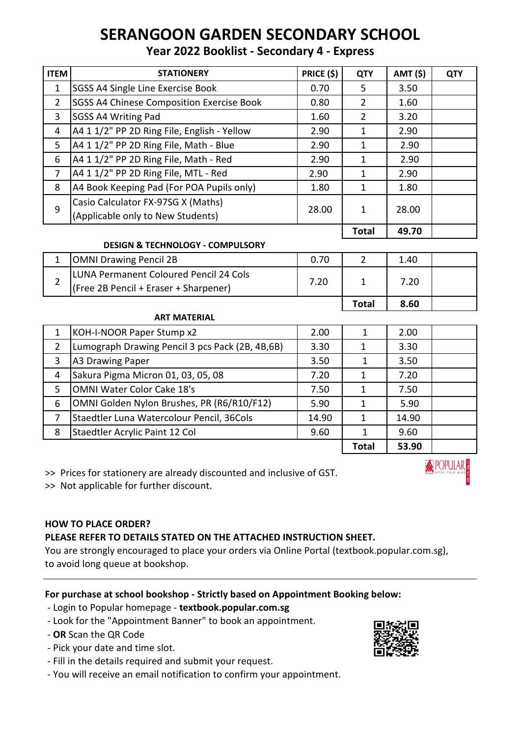# SERANGOON GARDEN SECONDARY SCHOOL

## Year 2022 Booklist - Secondary 4 - Express

| ITEM | STATIONERY | PRICE ($) | QTY | AMT ($) | QTY |
|---|---|---|---|---|---|
| 1 | SGSS A4 Single Line Exercise Book | 0.70 | 5 | 3.50 | |
| 2 | SGSS A4 Chinese Composition Exercise Book | 0.80 | 2 | 1.60 | |
| 3 | SGSS A4 Writing Pad | 1.60 | 2 | 3.20 | |
| 4 | A4 1 1/2" PP 2D Ring File, English - Yellow | 2.90 | 1 | 2.90 | |
| 5 | A4 1 1/2" PP 2D Ring File, Math - Blue | 2.90 | 1 | 2.90 | |
| 6 | A4 1 1/2" PP 2D Ring File, Math - Red | 2.90 | 1 | 2.90 | |
| 7 | A4 1 1/2" PP 2D Ring File, MTL - Red | 2.90 | 1 | 2.90 | |
| 8 | A4 Book Keeping Pad (For POA Pupils only) | 1.80 | 1 | 1.80 | |
| 9 | Casio Calculator FX-97SG X (Maths) (Applicable only to New Students) | 28.00 | 1 | 28.00 | |
| | | | **Total** | **49.70** | |

**DESIGN & TECHNOLOGY - COMPULSORY**

| | | | | | |
|---|---|---|---|---|---|
| 1 | OMNI Drawing Pencil 2B | 0.70 | 2 | 1.40 | |
| 2 | LUNA Permanent Coloured Pencil 24 Cols (Free 2B Pencil + Eraser + Sharpener) | 7.20 | 1 | 7.20 | |
| | | | **Total** | **8.60** | |

**ART MATERIAL**

| | | | | | |
|---|---|---|---|---|---|
| 1 | KOH-I-NOOR Paper Stump x2 | 2.00 | 1 | 2.00 | |
| 2 | Lumograph Drawing Pencil 3 pcs Pack (2B, 4B,6B) | 3.30 | 1 | 3.30 | |
| 3 | A3 Drawing Paper | 3.50 | 1 | 3.50 | |
| 4 | Sakura Pigma Micron 01, 03, 05, 08 | 7.20 | 1 | 7.20 | |
| 5 | OMNI Water Color Cake 18's | 7.50 | 1 | 7.50 | |
| 6 | OMNI Golden Nylon Brushes, PR (R6/R10/F12) | 5.90 | 1 | 5.90 | |
| 7 | Staedtler Luna Watercolour Pencil, 36Cols | 14.90 | 1 | 14.90 | |
| 8 | Staedtler Acrylic Paint 12 Col | 9.60 | 1 | 9.60 | |
| | | | **Total** | **53.90** | |

>> Prices for stationery are already discounted and inclusive of GST.

>> Not applicable for further discount.

**HOW TO PLACE ORDER?**

**PLEASE REFER TO DETAILS STATED ON THE ATTACHED INSTRUCTION SHEET.**

You are strongly encouraged to place your orders via Online Portal (textbook.popular.com.sg), to avoid long queue at bookshop.

---

**For purchase at school bookshop - Strictly based on Appointment Booking below:**

- Login to Popular homepage - **textbook.popular.com.sg**
- Look for the "Appointment Banner" to book an appointment.
- **OR** Scan the QR Code
- Pick your date and time slot.
- Fill in the details required and submit your request.
- You will receive an email notification to confirm your appointment.